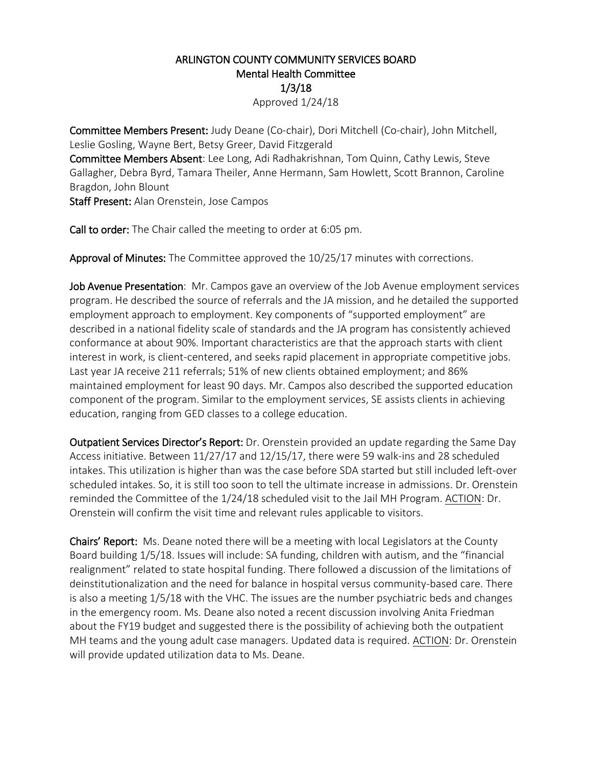# ARLINGTON COUNTY COMMUNITY SERVICES BOARD
## Mental Health Committee
## 1/3/18

Approved 1/24/18

**Committee Members Present:** Judy Deane (Co-chair), Dori Mitchell (Co-chair), John Mitchell, Leslie Gosling, Wayne Bert, Betsy Greer, David Fitzgerald
**Committee Members Absent**: Lee Long, Adi Radhakrishnan, Tom Quinn, Cathy Lewis, Steve Gallagher, Debra Byrd, Tamara Theiler, Anne Hermann, Sam Howlett, Scott Brannon, Caroline Bragdon, John Blount
**Staff Present:** Alan Orenstein, Jose Campos

**Call to order:** The Chair called the meeting to order at 6:05 pm.

**Approval of Minutes:** The Committee approved the 10/25/17 minutes with corrections.

**Job Avenue Presentation**: Mr. Campos gave an overview of the Job Avenue employment services program. He described the source of referrals and the JA mission, and he detailed the supported employment approach to employment. Key components of "supported employment" are described in a national fidelity scale of standards and the JA program has consistently achieved conformance at about 90%. Important characteristics are that the approach starts with client interest in work, is client-centered, and seeks rapid placement in appropriate competitive jobs. Last year JA receive 211 referrals; 51% of new clients obtained employment; and 86% maintained employment for least 90 days. Mr. Campos also described the supported education component of the program. Similar to the employment services, SE assists clients in achieving education, ranging from GED classes to a college education.

**Outpatient Services Director's Report:** Dr. Orenstein provided an update regarding the Same Day Access initiative. Between 11/27/17 and 12/15/17, there were 59 walk-ins and 28 scheduled intakes. This utilization is higher than was the case before SDA started but still included left-over scheduled intakes. So, it is still too soon to tell the ultimate increase in admissions. Dr. Orenstein reminded the Committee of the 1/24/18 scheduled visit to the Jail MH Program. ACTION: Dr. Orenstein will confirm the visit time and relevant rules applicable to visitors.

**Chairs' Report:** Ms. Deane noted there will be a meeting with local Legislators at the County Board building 1/5/18. Issues will include: SA funding, children with autism, and the "financial realignment" related to state hospital funding. There followed a discussion of the limitations of deinstitutionalization and the need for balance in hospital versus community-based care. There is also a meeting 1/5/18 with the VHC. The issues are the number psychiatric beds and changes in the emergency room. Ms. Deane also noted a recent discussion involving Anita Friedman about the FY19 budget and suggested there is the possibility of achieving both the outpatient MH teams and the young adult case managers. Updated data is required. ACTION: Dr. Orenstein will provide updated utilization data to Ms. Deane.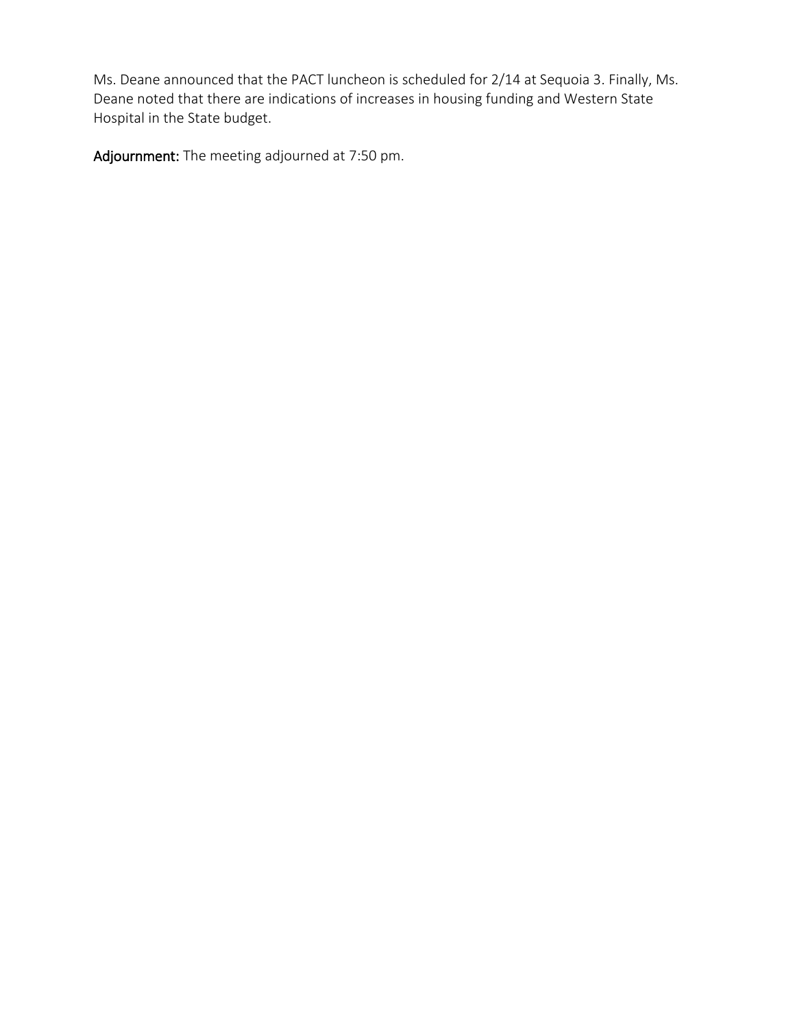Ms. Deane announced that the PACT luncheon is scheduled for 2/14 at Sequoia 3. Finally, Ms. Deane noted that there are indications of increases in housing funding and Western State Hospital in the State budget.

**Adjournment:** The meeting adjourned at 7:50 pm.